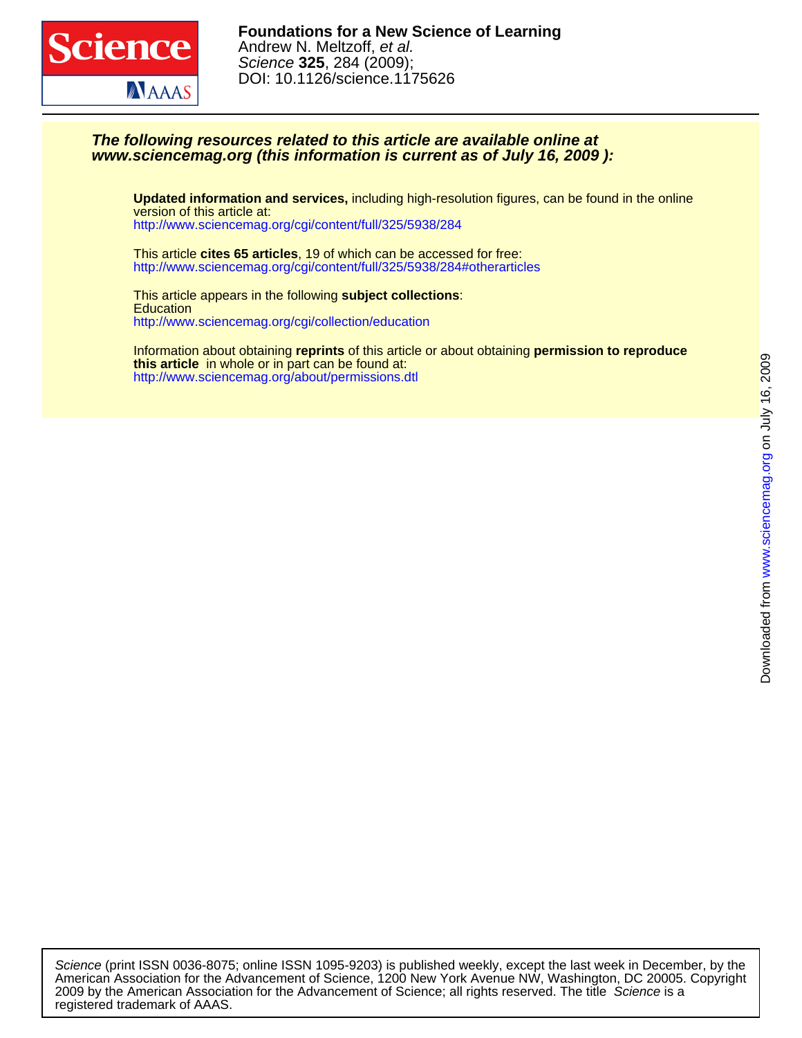**Foundations for a New Science of Learning**
Andrew N. Meltzoff, *et al.*
*Science* **325**, 284 (2009);
DOI: 10.1126/science.1175626

***The following resources related to this article are available online at www.sciencemag.org (this information is current as of July 16, 2009 ):***

**Updated information and services,** including high-resolution figures, can be found in the online version of this article at:
http://www.sciencemag.org/cgi/content/full/325/5938/284

This article **cites 65 articles**, 19 of which can be accessed for free:
http://www.sciencemag.org/cgi/content/full/325/5938/284#otherarticles

This article appears in the following **subject collections**:
Education
http://www.sciencemag.org/cgi/collection/education

Information about obtaining **reprints** of this article or about obtaining **permission to reproduce this article** in whole or in part can be found at:
http://www.sciencemag.org/about/permissions.dtl

Downloaded from www.sciencemag.org on July 16, 2009

*Science* (print ISSN 0036-8075; online ISSN 1095-9203) is published weekly, except the last week in December, by the American Association for the Advancement of Science, 1200 New York Avenue NW, Washington, DC 20005. Copyright 2009 by the American Association for the Advancement of Science; all rights reserved. The title *Science* is a registered trademark of AAAS.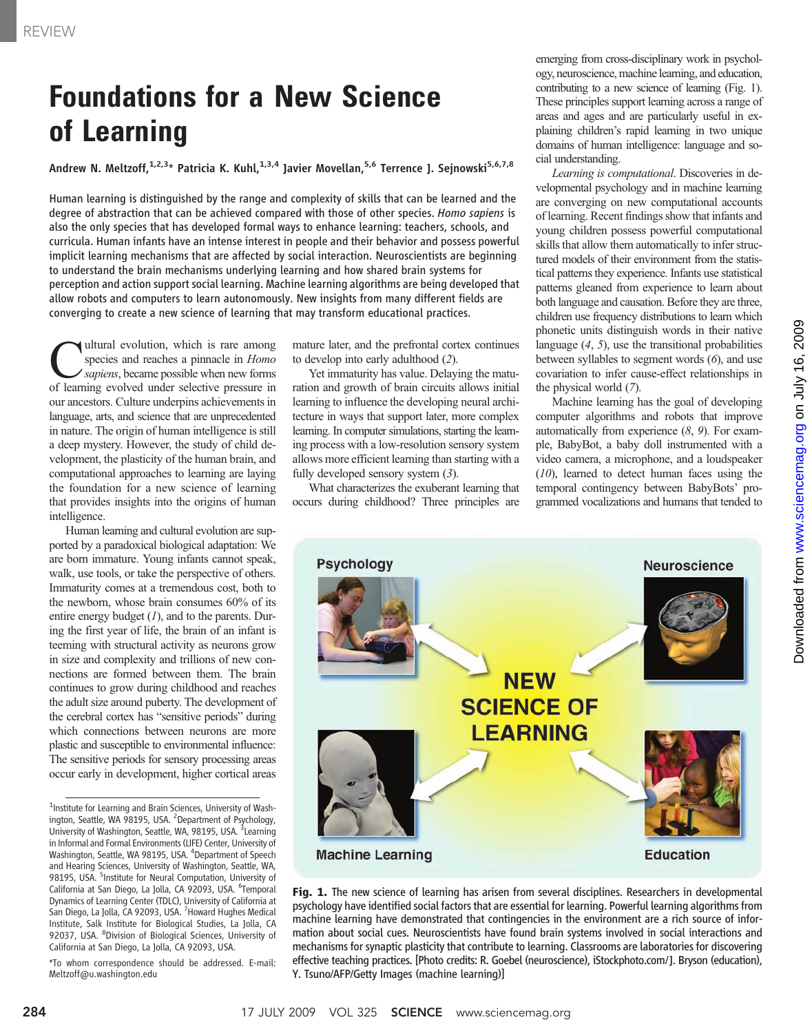REVIEW

# Foundations for a New Science of Learning

**Andrew N. Meltzoff,[1,2,3]* Patricia K. Kuhl,[1,3,4] Javier Movellan,[5,6] Terrence J. Sejnowski[5,6,7,8]**

Human learning is distinguished by the range and complexity of skills that can be learned and the degree of abstraction that can be achieved compared with those of other species. *Homo sapiens* is also the only species that has developed formal ways to enhance learning: teachers, schools, and curricula. Human infants have an intense interest in people and their behavior and possess powerful implicit learning mechanisms that are affected by social interaction. Neuroscientists are beginning to understand the brain mechanisms underlying learning and how shared brain systems for perception and action support social learning. Machine learning algorithms are being developed that allow robots and computers to learn autonomously. New insights from many different fields are converging to create a new science of learning that may transform educational practices.

Cultural evolution, which is rare among species and reaches a pinnacle in *Homo sapiens*, became possible when new forms of learning evolved under selective pressure in our ancestors. Culture underpins achievements in language, arts, and science that are unprecedented in nature. The origin of human intelligence is still a deep mystery. However, the study of child development, the plasticity of the human brain, and computational approaches to learning are laying the foundation for a new science of learning that provides insights into the origins of human intelligence.

Human learning and cultural evolution are supported by a paradoxical biological adaptation: We are born immature. Young infants cannot speak, walk, use tools, or take the perspective of others. Immaturity comes at a tremendous cost, both to the newborn, whose brain consumes 60% of its entire energy budget (*1*), and to the parents. During the first year of life, the brain of an infant is teeming with structural activity as neurons grow in size and complexity and trillions of new connections are formed between them. The brain continues to grow during childhood and reaches the adult size around puberty. The development of the cerebral cortex has "sensitive periods" during which connections between neurons are more plastic and susceptible to environmental influence: The sensitive periods for sensory processing areas occur early in development, higher cortical areas mature later, and the prefrontal cortex continues to develop into early adulthood (*2*).

Yet immaturity has value. Delaying the maturation and growth of brain circuits allows initial learning to influence the developing neural architecture in ways that support later, more complex learning. In computer simulations, starting the learning process with a low-resolution sensory system allows more efficient learning than starting with a fully developed sensory system (*3*).

What characterizes the exuberant learning that occurs during childhood? Three principles are emerging from cross-disciplinary work in psychology, neuroscience, machine learning, and education, contributing to a new science of learning (Fig. 1). These principles support learning across a range of areas and ages and are particularly useful in explaining children's rapid learning in two unique domains of human intelligence: language and social understanding.

*Learning is computational.* Discoveries in developmental psychology and in machine learning are converging on new computational accounts of learning. Recent findings show that infants and young children possess powerful computational skills that allow them automatically to infer structured models of their environment from the statistical patterns they experience. Infants use statistical patterns gleaned from experience to learn about both language and causation. Before they are three, children use frequency distributions to learn which phonetic units distinguish words in their native language (*4*, *5*), use the transitional probabilities between syllables to segment words (*6*), and use covariation to infer cause-effect relationships in the physical world (*7*).

Machine learning has the goal of developing computer algorithms and robots that improve automatically from experience (*8*, *9*). For example, BabyBot, a baby doll instrumented with a video camera, a microphone, and a loudspeaker (*10*), learned to detect human faces using the temporal contingency between BabyBots' programmed vocalizations and humans that tended to

Psychology

Neuroscience

NEW SCIENCE OF LEARNING

Machine Learning

Education

**Fig. 1.** The new science of learning has arisen from several disciplines. Researchers in developmental psychology have identified social factors that are essential for learning. Powerful learning algorithms from machine learning have demonstrated that contingencies in the environment are a rich source of information about social cues. Neuroscientists have found brain systems involved in social interactions and mechanisms for synaptic plasticity that contribute to learning. Classrooms are laboratories for discovering effective teaching practices. [Photo credits: R. Goebel (neuroscience), iStockphoto.com/J. Bryson (education), Y. Tsuno/AFP/Getty Images (machine learning)]

[1]Institute for Learning and Brain Sciences, University of Washington, Seattle, WA 98195, USA. [2]Department of Psychology, University of Washington, Seattle, WA, 98195, USA. [3]Learning in Informal and Formal Environments (LIFE) Center, University of Washington, Seattle, WA 98195, USA. [4]Department of Speech and Hearing Sciences, University of Washington, Seattle, WA, 98195, USA. [5]Institute for Neural Computation, University of California at San Diego, La Jolla, CA 92093, USA. [6]Temporal Dynamics of Learning Center (TDLC), University of California at San Diego, La Jolla, CA 92093, USA. [7]Howard Hughes Medical Institute, Salk Institute for Biological Studies, La Jolla, CA 92037, USA. [8]Division of Biological Sciences, University of California at San Diego, La Jolla, CA 92093, USA.

*To whom correspondence should be addressed. E-mail: Meltzoff@u.washington.edu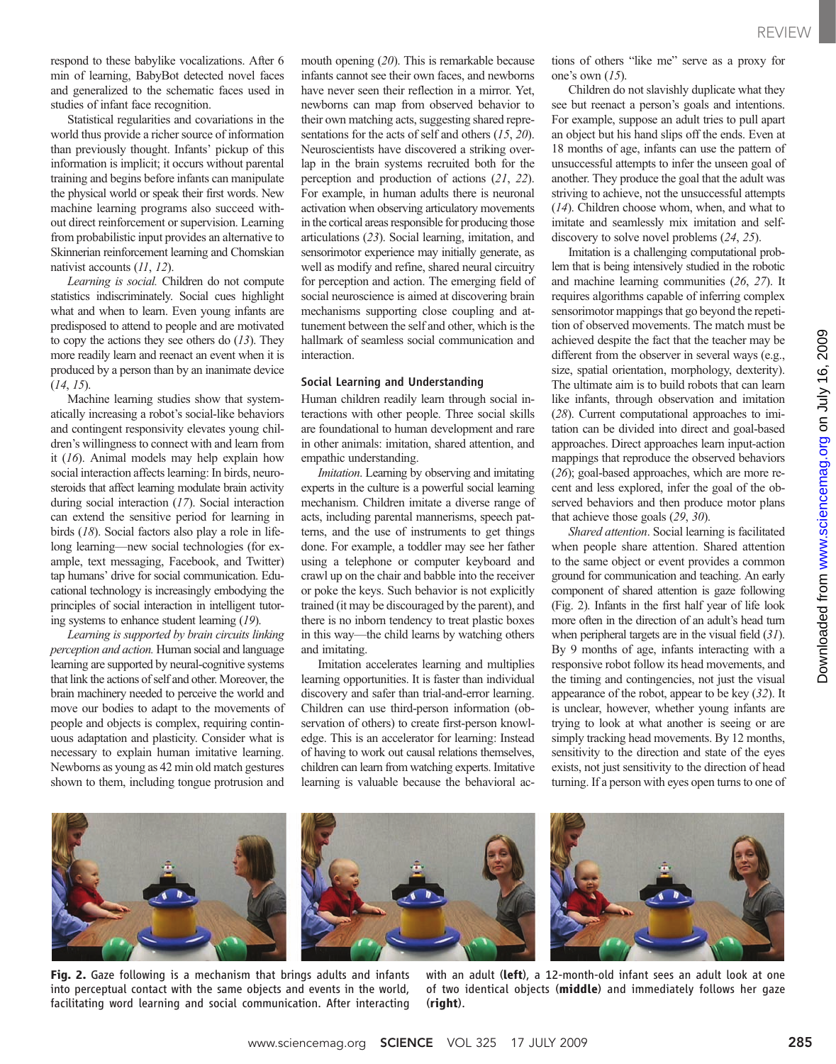respond to these babylike vocalizations. After 6 min of learning, BabyBot detected novel faces and generalized to the schematic faces used in studies of infant face recognition.

Statistical regularities and covariations in the world thus provide a richer source of information than previously thought. Infants' pickup of this information is implicit; it occurs without parental training and begins before infants can manipulate the physical world or speak their first words. New machine learning programs also succeed without direct reinforcement or supervision. Learning from probabilistic input provides an alternative to Skinnerian reinforcement learning and Chomskian nativist accounts (*11*, *12*).

*Learning is social.* Children do not compute statistics indiscriminately. Social cues highlight what and when to learn. Even young infants are predisposed to attend to people and are motivated to copy the actions they see others do (*13*). They more readily learn and reenact an event when it is produced by a person than by an inanimate device (*14*, *15*).

Machine learning studies show that systematically increasing a robot's social-like behaviors and contingent responsivity elevates young children's willingness to connect with and learn from it (*16*). Animal models may help explain how social interaction affects learning: In birds, neurosteroids that affect learning modulate brain activity during social interaction (*17*). Social interaction can extend the sensitive period for learning in birds (*18*). Social factors also play a role in life-long learning—new social technologies (for example, text messaging, Facebook, and Twitter) tap humans' drive for social communication. Educational technology is increasingly embodying the principles of social interaction in intelligent tutoring systems to enhance student learning (*19*).

*Learning is supported by brain circuits linking perception and action.* Human social and language learning are supported by neural-cognitive systems that link the actions of self and other. Moreover, the brain machinery needed to perceive the world and move our bodies to adapt to the movements of people and objects is complex, requiring continuous adaptation and plasticity. Consider what is necessary to explain human imitative learning. Newborns as young as 42 min old match gestures shown to them, including tongue protrusion and mouth opening (*20*). This is remarkable because infants cannot see their own faces, and newborns have never seen their reflection in a mirror. Yet, newborns can map from observed behavior to their own matching acts, suggesting shared representations for the acts of self and others (*15*, *20*). Neuroscientists have discovered a striking overlap in the brain systems recruited both for the perception and production of actions (*21*, *22*). For example, in human adults there is neuronal activation when observing articulatory movements in the cortical areas responsible for producing those articulations (*23*). Social learning, imitation, and sensorimotor experience may initially generate, as well as modify and refine, shared neural circuitry for perception and action. The emerging field of social neuroscience is aimed at discovering brain mechanisms supporting close coupling and attunement between the self and other, which is the hallmark of seamless social communication and interaction.

## Social Learning and Understanding

Human children readily learn through social interactions with other people. Three social skills are foundational to human development and rare in other animals: imitation, shared attention, and empathic understanding.

*Imitation.* Learning by observing and imitating experts in the culture is a powerful social learning mechanism. Children imitate a diverse range of acts, including parental mannerisms, speech patterns, and the use of instruments to get things done. For example, a toddler may see her father using a telephone or computer keyboard and crawl up on the chair and babble into the receiver or poke the keys. Such behavior is not explicitly trained (it may be discouraged by the parent), and there is no inborn tendency to treat plastic boxes in this way—the child learns by watching others and imitating.

Imitation accelerates learning and multiplies learning opportunities. It is faster than individual discovery and safer than trial-and-error learning. Children can use third-person information (observation of others) to create first-person knowledge. This is an accelerator for learning: Instead of having to work out causal relations themselves, children can learn from watching experts. Imitative learning is valuable because the behavioral actions of others "like me" serve as a proxy for one's own (*15*).

Children do not slavishly duplicate what they see but reenact a person's goals and intentions. For example, suppose an adult tries to pull apart an object but his hand slips off the ends. Even at 18 months of age, infants can use the pattern of unsuccessful attempts to infer the unseen goal of another. They produce the goal that the adult was striving to achieve, not the unsuccessful attempts (*14*). Children choose whom, when, and what to imitate and seamlessly mix imitation and self-discovery to solve novel problems (*24*, *25*).

Imitation is a challenging computational problem that is being intensively studied in the robotic and machine learning communities (*26*, *27*). It requires algorithms capable of inferring complex sensorimotor mappings that go beyond the repetition of observed movements. The match must be achieved despite the fact that the teacher may be different from the observer in several ways (e.g., size, spatial orientation, morphology, dexterity). The ultimate aim is to build robots that can learn like infants, through observation and imitation (*28*). Current computational approaches to imitation can be divided into direct and goal-based approaches. Direct approaches learn input-action mappings that reproduce the observed behaviors (*26*); goal-based approaches, which are more recent and less explored, infer the goal of the observed behaviors and then produce motor plans that achieve those goals (*29*, *30*).

*Shared attention*. Social learning is facilitated when people share attention. Shared attention to the same object or event provides a common ground for communication and teaching. An early component of shared attention is gaze following (Fig. 2). Infants in the first half year of life look more often in the direction of an adult's head turn when peripheral targets are in the visual field (*31*). By 9 months of age, infants interacting with a responsive robot follow its head movements, and the timing and contingencies, not just the visual appearance of the robot, appear to be key (*32*). It is unclear, however, whether young infants are trying to look at what another is seeing or are simply tracking head movements. By 12 months, sensitivity to the direction and state of the eyes exists, not just sensitivity to the direction of head turning. If a person with eyes open turns to one of

**Fig. 2.** Gaze following is a mechanism that brings adults and infants into perceptual contact with the same objects and events in the world, facilitating word learning and social communication. After interacting with an adult (**left**), a 12-month-old infant sees an adult look at one of two identical objects (**middle**) and immediately follows her gaze (**right**).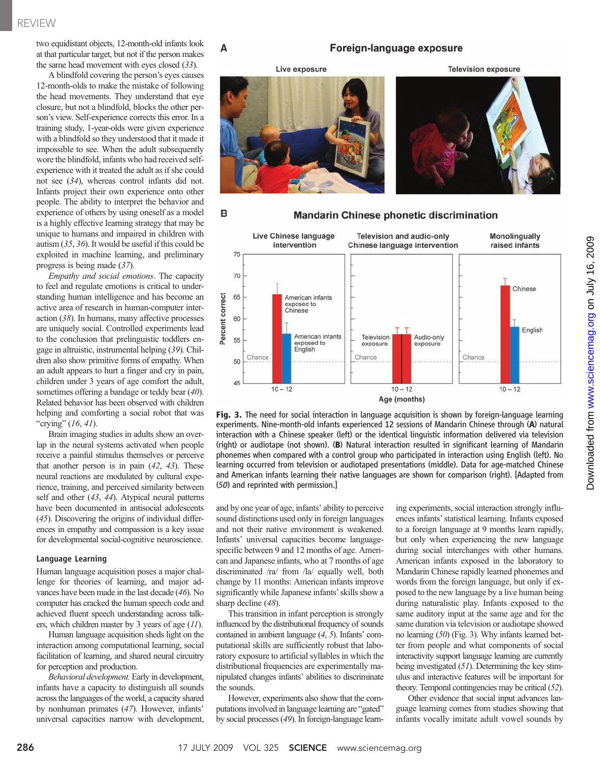two equidistant objects, 12-month-old infants look at that particular target, but not if the person makes the same head movement with eyes closed (*33*).

A blindfold covering the person's eyes causes 12-month-olds to make the mistake of following the head movements. They understand that eye closure, but not a blindfold, blocks the other person's view. Self-experience corrects this error. In a training study, 1-year-olds were given experience with a blindfold so they understood that it made it impossible to see. When the adult subsequently wore the blindfold, infants who had received self-experience with it treated the adult as if she could not see (*34*), whereas control infants did not. Infants project their own experience onto other people. The ability to interpret the behavior and experience of others by using oneself as a model is a highly effective learning strategy that may be unique to humans and impaired in children with autism (*35*, *36*). It would be useful if this could be exploited in machine learning, and preliminary progress is being made (*37*).

*Empathy and social emotions.* The capacity to feel and regulate emotions is critical to understanding human intelligence and has become an active area of research in human-computer interaction (*38*). In humans, many affective processes are uniquely social. Controlled experiments lead to the conclusion that prelinguistic toddlers engage in altruistic, instrumental helping (*39*). Children also show primitive forms of empathy. When an adult appears to hurt a finger and cry in pain, children under 3 years of age comfort the adult, sometimes offering a bandage or teddy bear (*40*). Related behavior has been observed with children helping and comforting a social robot that was "crying" (*16*, *41*).

Brain imaging studies in adults show an overlap in the neural systems activated when people receive a painful stimulus themselves or perceive that another person is in pain (*42*, *43*). These neural reactions are modulated by cultural experience, training, and perceived similarity between self and other (*43*, *44*). Atypical neural patterns have been documented in antisocial adolescents (*45*). Discovering the origins of individual differences in empathy and compassion is a key issue for developmental social-cognitive neuroscience.

## Language Learning

Human language acquisition poses a major challenge for theories of learning, and major advances have been made in the last decade (*46*). No computer has cracked the human speech code and achieved fluent speech understanding across talkers, which children master by 3 years of age (*11*).

Human language acquisition sheds light on the interaction among computational learning, social facilitation of learning, and shared neural circuitry for perception and production.

*Behavioral development.* Early in development, infants have a capacity to distinguish all sounds across the languages of the world, a capacity shared by nonhuman primates (*47*). However, infants' universal capacities narrow with development, and by one year of age, infants' ability to perceive sound distinctions used only in foreign languages and not their native environment is weakened. Infants' universal capacities become language-specific between 9 and 12 months of age. American and Japanese infants, who at 7 months of age discriminated /ra/ from /la/ equally well, both change by 11 months: American infants improve significantly while Japanese infants' skills show a sharp decline (*48*).

This transition in infant perception is strongly influenced by the distributional frequency of sounds contained in ambient language (*4*, *5*). Infants' computational skills are sufficiently robust that laboratory exposure to artificial syllables in which the distributional frequencies are experimentally manipulated changes infants' abilities to discriminate the sounds.

However, experiments also show that the computations involved in language learning are "gated" by social processes (*49*). In foreign-language learning experiments, social interaction strongly influences infants' statistical learning. Infants exposed to a foreign language at 9 months learn rapidly, but only when experiencing the new language during social interchanges with other humans. American infants exposed in the laboratory to Mandarin Chinese rapidly learned phonemes and words from the foreign language, but only if exposed to the new language by a live human being during naturalistic play. Infants exposed to the same auditory input at the same age and for the same duration via television or audiotape showed no learning (*50*) (Fig. 3). Why infants learned better from people and what components of social interactivity support language learning are currently being investigated (*51*). Determining the key stimulus and interactive features will be important for theory. Temporal contingencies may be critical (*52*).

Other evidence that social input advances language learning comes from studies showing that infants vocally imitate adult vowel sounds by

**Fig. 3.** The need for social interaction in language acquisition is shown by foreign-language learning experiments. Nine-month-old infants experienced 12 sessions of Mandarin Chinese through (**A**) natural interaction with a Chinese speaker (left) or the identical linguistic information delivered via television (right) or audiotape (not shown). (**B**) Natural interaction resulted in significant learning of Mandarin phonemes when compared with a control group who participated in interaction using English (left). No learning occurred from television or audiotaped presentations (middle). Data for age-matched Chinese and American infants learning their native languages are shown for comparison (right). [Adapted from (*50*) and reprinted with permission.]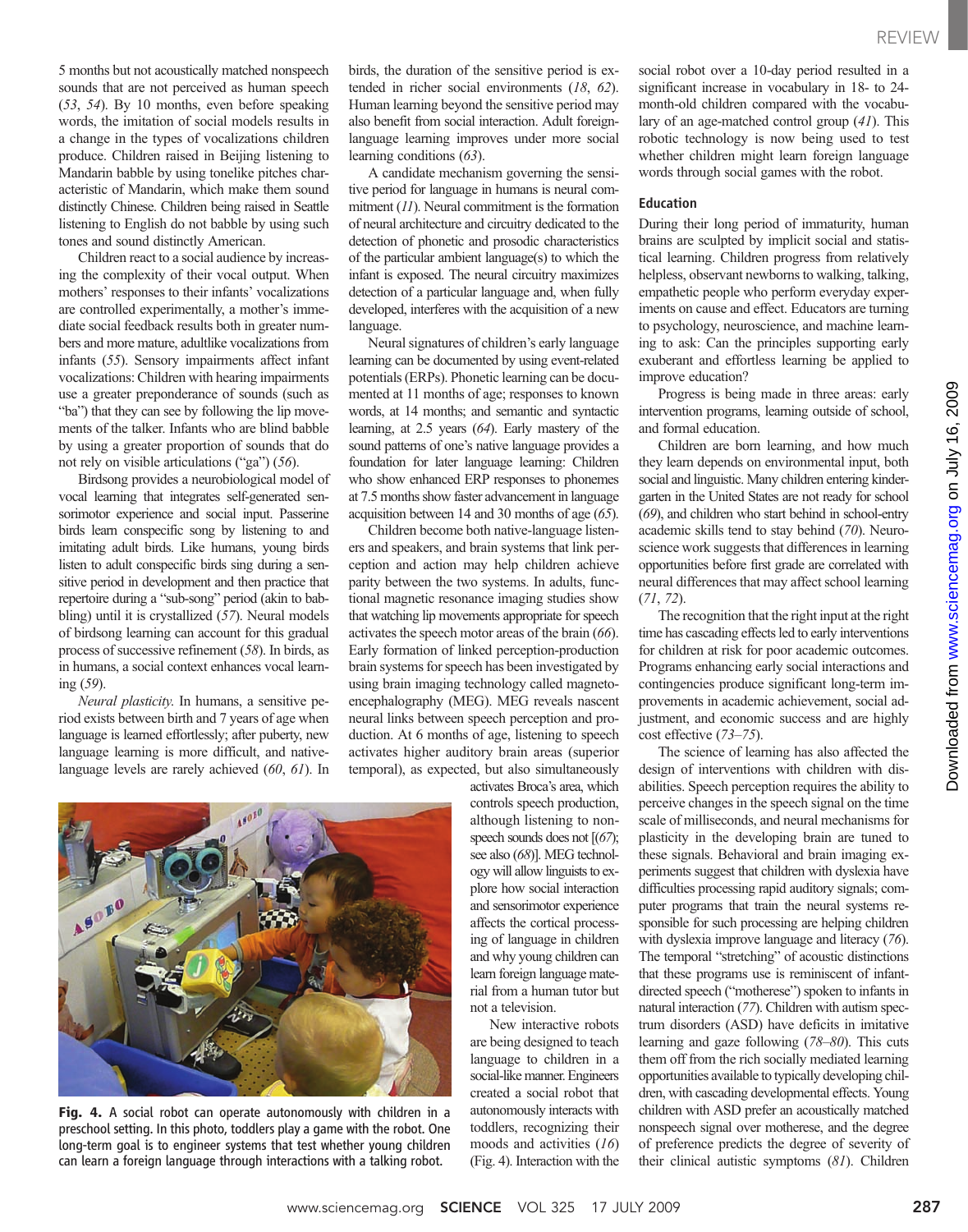5 months but not acoustically matched nonspeech sounds that are not perceived as human speech (53, 54). By 10 months, even before speaking words, the imitation of social models results in a change in the types of vocalizations children produce. Children raised in Beijing listening to Mandarin babble by using tonelike pitches characteristic of Mandarin, which make them sound distinctly Chinese. Children being raised in Seattle listening to English do not babble by using such tones and sound distinctly American.

Children react to a social audience by increasing the complexity of their vocal output. When mothers' responses to their infants' vocalizations are controlled experimentally, a mother's immediate social feedback results both in greater numbers and more mature, adultlike vocalizations from infants (55). Sensory impairments affect infant vocalizations: Children with hearing impairments use a greater preponderance of sounds (such as "ba") that they can see by following the lip movements of the talker. Infants who are blind babble by using a greater proportion of sounds that do not rely on visible articulations ("ga") (56).

Birdsong provides a neurobiological model of vocal learning that integrates self-generated sensorimotor experience and social input. Passerine birds learn conspecific song by listening to and imitating adult birds. Like humans, young birds listen to adult conspecific birds sing during a sensitive period in development and then practice that repertoire during a "sub-song" period (akin to babbling) until it is crystallized (57). Neural models of birdsong learning can account for this gradual process of successive refinement (58). In birds, as in humans, a social context enhances vocal learning (59).

*Neural plasticity.* In humans, a sensitive period exists between birth and 7 years of age when language is learned effortlessly; after puberty, new language learning is more difficult, and native-language levels are rarely achieved (60, 61). In birds, the duration of the sensitive period is extended in richer social environments (18, 62). Human learning beyond the sensitive period may also benefit from social interaction. Adult foreign-language learning improves under more social learning conditions (63).

A candidate mechanism governing the sensitive period for language in humans is neural commitment (11). Neural commitment is the formation of neural architecture and circuitry dedicated to the detection of phonetic and prosodic characteristics of the particular ambient language(s) to which the infant is exposed. The neural circuitry maximizes detection of a particular language and, when fully developed, interferes with the acquisition of a new language.

Neural signatures of children's early language learning can be documented by using event-related potentials (ERPs). Phonetic learning can be documented at 11 months of age; responses to known words, at 14 months; and semantic and syntactic learning, at 2.5 years (64). Early mastery of the sound patterns of one's native language provides a foundation for later language learning: Children who show enhanced ERP responses to phonemes at 7.5 months show faster advancement in language acquisition between 14 and 30 months of age (65).

Children become both native-language listeners and speakers, and brain systems that link perception and action may help children achieve parity between the two systems. In adults, functional magnetic resonance imaging studies show that watching lip movements appropriate for speech activates the speech motor areas of the brain (66). Early formation of linked perception-production brain systems for speech has been investigated by using brain imaging technology called magnetoencephalography (MEG). MEG reveals nascent neural links between speech perception and production. At 6 months of age, listening to speech activates higher auditory brain areas (superior temporal), as expected, but also simultaneously activates Broca's area, which controls speech production, although listening to nonspeech sounds does not [(67); see also (68)]. MEG technology will allow linguists to explore how social interaction and sensorimotor experience affects the cortical processing of language in children and why young children can learn foreign language material from a human tutor but not a television.

New interactive robots are being designed to teach language to children in a social-like manner. Engineers created a social robot that autonomously interacts with toddlers, recognizing their moods and activities (16) (Fig. 4). Interaction with the social robot over a 10-day period resulted in a significant increase in vocabulary in 18- to 24-month-old children compared with the vocabulary of an age-matched control group (41). This robotic technology is now being used to test whether children might learn foreign language words through social games with the robot.

**Fig. 4.** A social robot can operate autonomously with children in a preschool setting. In this photo, toddlers play a game with the robot. One long-term goal is to engineer systems that test whether young children can learn a foreign language through interactions with a talking robot.

## Education

During their long period of immaturity, human brains are sculpted by implicit social and statistical learning. Children progress from relatively helpless, observant newborns to walking, talking, empathetic people who perform everyday experiments on cause and effect. Educators are turning to psychology, neuroscience, and machine learning to ask: Can the principles supporting early exuberant and effortless learning be applied to improve education?

Progress is being made in three areas: early intervention programs, learning outside of school, and formal education.

Children are born learning, and how much they learn depends on environmental input, both social and linguistic. Many children entering kindergarten in the United States are not ready for school (69), and children who start behind in school-entry academic skills tend to stay behind (70). Neuroscience work suggests that differences in learning opportunities before first grade are correlated with neural differences that may affect school learning (71, 72).

The recognition that the right input at the right time has cascading effects led to early interventions for children at risk for poor academic outcomes. Programs enhancing early social interactions and contingencies produce significant long-term improvements in academic achievement, social adjustment, and economic success and are highly cost effective (73–75).

The science of learning has also affected the design of interventions with children with disabilities. Speech perception requires the ability to perceive changes in the speech signal on the time scale of milliseconds, and neural mechanisms for plasticity in the developing brain are tuned to these signals. Behavioral and brain imaging experiments suggest that children with dyslexia have difficulties processing rapid auditory signals; computer programs that train the neural systems responsible for such processing are helping children with dyslexia improve language and literacy (76). The temporal "stretching" of acoustic distinctions that these programs use is reminiscent of infant-directed speech ("motherese") spoken to infants in natural interaction (77). Children with autism spectrum disorders (ASD) have deficits in imitative learning and gaze following (78–80). This cuts them off from the rich socially mediated learning opportunities available to typically developing children, with cascading developmental effects. Young children with ASD prefer an acoustically matched nonspeech signal over motherese, and the degree of preference predicts the degree of severity of their clinical autistic symptoms (81). Children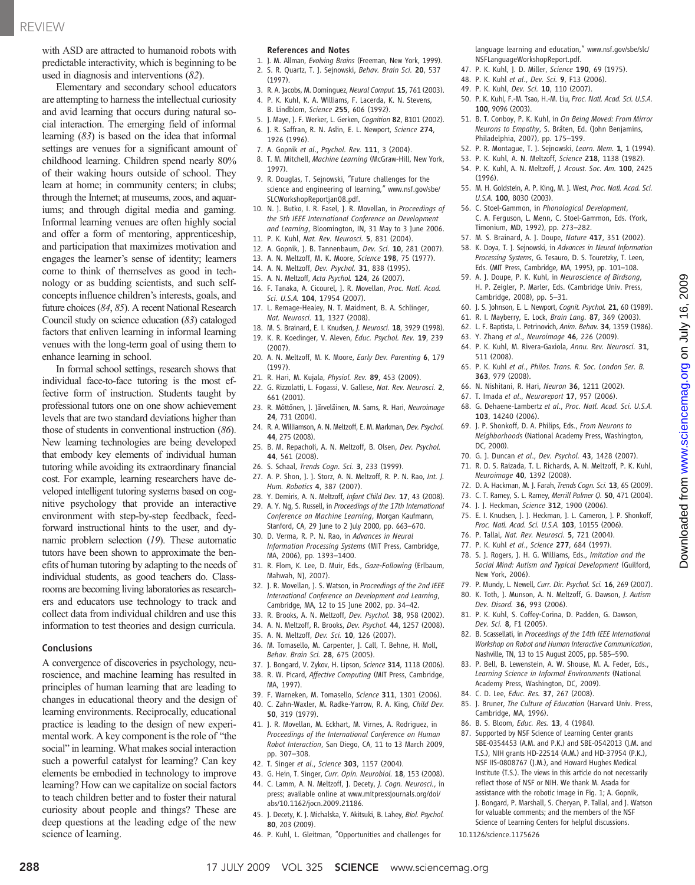with ASD are attracted to humanoid robots with predictable interactivity, which is beginning to be used in diagnosis and interventions (*82*).

Elementary and secondary school educators are attempting to harness the intellectual curiosity and avid learning that occurs during natural social interaction. The emerging field of informal learning (*83*) is based on the idea that informal settings are venues for a significant amount of childhood learning. Children spend nearly 80% of their waking hours outside of school. They learn at home; in community centers; in clubs; through the Internet; at museums, zoos, and aquariums; and through digital media and gaming. Informal learning venues are often highly social and offer a form of mentoring, apprenticeship, and participation that maximizes motivation and engages the learner's sense of identity; learners come to think of themselves as good in technology or as budding scientists, and such self-concepts influence children's interests, goals, and future choices (*84*, *85*). A recent National Research Council study on science education (*83*) cataloged factors that enliven learning in informal learning venues with the long-term goal of using them to enhance learning in school.

In formal school settings, research shows that individual face-to-face tutoring is the most effective form of instruction. Students taught by professional tutors one on one show achievement levels that are two standard deviations higher than those of students in conventional instruction (*86*). New learning technologies are being developed that embody key elements of individual human tutoring while avoiding its extraordinary financial cost. For example, learning researchers have developed intelligent tutoring systems based on cognitive psychology that provide an interactive environment with step-by-step feedback, feed-forward instructional hints to the user, and dynamic problem selection (*19*). These automatic tutors have been shown to approximate the benefits of human tutoring by adapting to the needs of individual students, as good teachers do. Classrooms are becoming living laboratories as researchers and educators use technology to track and collect data from individual children and use this information to test theories and design curricula.

## Conclusions

A convergence of discoveries in psychology, neuroscience, and machine learning has resulted in principles of human learning that are leading to changes in educational theory and the design of learning environments. Reciprocally, educational practice is leading to the design of new experimental work. A key component is the role of "the social" in learning. What makes social interaction such a powerful catalyst for learning? Can key elements be embodied in technology to improve learning? How can we capitalize on social factors to teach children better and to foster their natural curiosity about people and things? These are deep questions at the leading edge of the new science of learning.

## References and Notes

1. J. M. Allman, *Evolving Brains* (Freeman, New York, 1999).
2. S. R. Quartz, T. J. Sejnowski, *Behav. Brain Sci.* **20**, 537 (1997).
3. R. A. Jacobs, M. Dominguez, *Neural Comput.* **15**, 761 (2003).
4. P. K. Kuhl, K. A. Williams, F. Lacerda, K. N. Stevens, B. Lindblom, *Science* **255**, 606 (1992).
5. J. Maye, J. F. Werker, L. Gerken, *Cognition* **82**, B101 (2002).
6. J. R. Saffran, R. N. Aslin, E. L. Newport, *Science* **274**, 1926 (1996).
7. A. Gopnik *et al.*, *Psychol. Rev.* **111**, 3 (2004).
8. T. M. Mitchell, *Machine Learning* (McGraw-Hill, New York, 1997).
9. R. Douglas, T. Sejnowski, "Future challenges for the science and engineering of learning," www.nsf.gov/sbe/SLCWorkshopReportjan08.pdf.
10. N. J. Butko, I. R. Fasel, J. R. Movellan, in *Proceedings of the 5th IEEE International Conference on Development and Learning*, Bloomington, IN, 31 May to 3 June 2006.
11. P. K. Kuhl, *Nat. Rev. Neurosci.* **5**, 831 (2004).
12. A. Gopnik, J. B. Tannenbaum, *Dev. Sci.* **10**, 281 (2007).
13. A. N. Meltzoff, M. K. Moore, *Science* **198**, 75 (1977).
14. A. N. Meltzoff, *Dev. Psychol.* **31**, 838 (1995).
15. A. N. Meltzoff, *Acta Psychol.* **124**, 26 (2007).
16. F. Tanaka, A. Cicourel, J. R. Movellan, *Proc. Natl. Acad. Sci. U.S.A.* **104**, 17954 (2007).
17. L. Remage-Healey, N. T. Maidment, B. A. Schlinger, *Nat. Neurosci.* **11**, 1327 (2008).
18. M. S. Brainard, E. I. Knudsen, *J. Neurosci.* **18**, 3929 (1998).
19. K. R. Koedinger, V. Aleven, *Educ. Psychol. Rev.* **19**, 239 (2007).
20. A. N. Meltzoff, M. K. Moore, *Early Dev. Parenting* **6**, 179 (1997).
21. R. Hari, M. Kujala, *Physiol. Rev.* **89**, 453 (2009).
22. G. Rizzolatti, L. Fogassi, V. Gallese, *Nat. Rev. Neurosci.* **2**, 661 (2001).
23. R. Möttönen, J. Järveläinen, M. Sams, R. Hari, *Neuroimage* **24**, 731 (2004).
24. R. A. Williamson, A. N. Meltzoff, E. M. Markman, *Dev. Psychol.* **44**, 275 (2008).
25. B. M. Repacholi, A. N. Meltzoff, B. Olsen, *Dev. Psychol.* **44**, 561 (2008).
26. S. Schaal, *Trends Cogn. Sci.* **3**, 233 (1999).
27. A. P. Shon, J. J. Storz, A. N. Meltzoff, R. P. N. Rao, *Int. J. Hum. Robotics* **4**, 387 (2007).
28. Y. Demiris, A. N. Meltzoff, *Infant Child Dev.* **17**, 43 (2008).
29. A. Y. Ng, S. Russell, in *Proceedings of the 17th International Conference on Machine Learning*, Morgan Kaufmann, Stanford, CA, 29 June to 2 July 2000, pp. 663–670.
30. D. Verma, R. P. N. Rao, in *Advances in Neural Information Processing Systems* (MIT Press, Cambridge, MA, 2006), pp. 1393–1400.
31. R. Flom, K. Lee, D. Muir, Eds., *Gaze-Following* (Erlbaum, Mahwah, NJ, 2007).
32. J. R. Movellan, J. S. Watson, in *Proceedings of the 2nd IEEE International Conference on Development and Learning*, Cambridge, MA, 12 to 15 June 2002, pp. 34–42.
33. R. Brooks, A. N. Meltzoff, *Dev. Psychol.* **38**, 958 (2002).
34. A. N. Meltzoff, R. Brooks, *Dev. Psychol.* **44**, 1257 (2008).
35. A. N. Meltzoff, *Dev. Sci.* **10**, 126 (2007).
36. M. Tomasello, M. Carpenter, J. Call, T. Behne, H. Moll, *Behav. Brain Sci.* **28**, 675 (2005).
37. J. Bongard, V. Zykov, H. Lipson, *Science* **314**, 1118 (2006).
38. R. W. Picard, *Affective Computing* (MIT Press, Cambridge, MA, 1997).
39. F. Warneken, M. Tomasello, *Science* **311**, 1301 (2006).
40. C. Zahn-Waxler, M. Radke-Yarrow, R. A. King, *Child Dev.* **50**, 319 (1979).
41. J. R. Movellan, M. Eckhart, M. Virnes, A. Rodriguez, in *Proceedings of the International Conference on Human Robot Interaction*, San Diego, CA, 11 to 13 March 2009, pp. 307–308.
42. T. Singer *et al.*, *Science* **303**, 1157 (2004).
43. G. Hein, T. Singer, *Curr. Opin. Neurobiol.* **18**, 153 (2008).
44. C. Lamm, A. N. Meltzoff, J. Decety, *J. Cogn. Neurosci.*, in press; available online at www.mitpressjournals.org/doi/abs/10.1162/jocn.2009.21186.
45. J. Decety, K. J. Michalska, Y. Akitsuki, B. Lahey, *Biol. Psychol.* **80**, 203 (2009).
46. P. Kuhl, L. Gleitman, "Opportunities and challenges for language learning and education," www.nsf.gov/sbe/slc/NSFLanguageWorkshopReport.pdf.
47. P. K. Kuhl, J. D. Miller, *Science* **190**, 69 (1975).
48. P. K. Kuhl *et al.*, *Dev. Sci.* **9**, F13 (2006).
49. P. K. Kuhl, *Dev. Sci.* **10**, 110 (2007).
50. P. K. Kuhl, F.-M. Tsao, H.-M. Liu, *Proc. Natl. Acad. Sci. U.S.A.* **100**, 9096 (2003).
51. B. T. Conboy, P. K. Kuhl, in *On Being Moved: From Mirror Neurons to Empathy*, S. Bråten, Ed. (John Benjamins, Philadelphia, 2007), pp. 175–199.
52. P. R. Montague, T. J. Sejnowski, *Learn. Mem.* **1**, 1 (1994).
53. P. K. Kuhl, A. N. Meltzoff, *Science* **218**, 1138 (1982).
54. P. K. Kuhl, A. N. Meltzoff, *J. Acoust. Soc. Am.* **100**, 2425 (1996).
55. M. H. Goldstein, A. P. King, M. J. West, *Proc. Natl. Acad. Sci. U.S.A.* **100**, 8030 (2003).
56. C. Stoel-Gammon, in *Phonological Development*, C. A. Ferguson, L. Menn, C. Stoel-Gammon, Eds. (York, Timonium, MD, 1992), pp. 273–282.
57. M. S. Brainard, A. J. Doupe, *Nature* **417**, 351 (2002).
58. K. Doya, T. J. Sejnowski, in *Advances in Neural Information Processing Systems*, G. Tesauro, D. S. Touretzky, T. Leen, Eds. (MIT Press, Cambridge, MA, 1995), pp. 101–108.
59. A. J. Doupe, P. K. Kuhl, in *Neuroscience of Birdsong*, H. P. Zeigler, P. Marler, Eds. (Cambridge Univ. Press, Cambridge, 2008), pp. 5–31.
60. J. S. Johnson, E. L. Newport, *Cognit. Psychol.* **21**, 60 (1989).
61. R. I. Mayberry, E. Lock, *Brain Lang.* **87**, 369 (2003).
62. L. F. Baptista, L. Petrinovich, *Anim. Behav.* **34**, 1359 (1986).
63. Y. Zhang *et al.*, *Neuroimage* **46**, 226 (2009).
64. P. K. Kuhl, M. Rivera-Gaxiola, *Annu. Rev. Neurosci.* **31**, 511 (2008).
65. P. K. Kuhl *et al.*, *Philos. Trans. R. Soc. London Ser. B.* **363**, 979 (2008).
66. N. Nishitani, R. Hari, *Neuron* **36**, 1211 (2002).
67. T. Imada *et al.*, *Neuroreport* **17**, 957 (2006).
68. G. Dehaene-Lambertz *et al.*, *Proc. Natl. Acad. Sci. U.S.A.* **103**, 14240 (2006).
69. J. P. Shonkoff, D. A. Philips, Eds., *From Neurons to Neighborhoods* (National Academy Press, Washington, DC, 2000).
70. G. J. Duncan *et al.*, *Dev. Psychol.* **43**, 1428 (2007).
71. R. D. S. Raizada, T. L. Richards, A. N. Meltzoff, P. K. Kuhl, *Neuroimage* **40**, 1392 (2008).
72. D. A. Hackman, M. J. Farah, *Trends Cogn. Sci.* **13**, 65 (2009).
73. C. T. Ramey, S. L. Ramey, *Merrill Palmer Q.* **50**, 471 (2004).
74. J. J. Heckman, *Science* **312**, 1900 (2006).
75. E. I. Knudsen, J. J. Heckman, J. L. Cameron, J. P. Shonkoff, *Proc. Natl. Acad. Sci. U.S.A.* **103**, 10155 (2006).
76. P. Tallal, *Nat. Rev. Neurosci.* **5**, 721 (2004).
77. P. K. Kuhl *et al.*, *Science* **277**, 684 (1997).
78. S. J. Rogers, J. H. G. Williams, Eds., *Imitation and the Social Mind: Autism and Typical Development* (Guilford, New York, 2006).
79. P. Mundy, L. Newell, *Curr. Dir. Psychol. Sci.* **16**, 269 (2007).
80. K. Toth, J. Munson, A. N. Meltzoff, G. Dawson, *J. Autism Dev. Disord.* **36**, 993 (2006).
81. P. K. Kuhl, S. Coffey-Corina, D. Padden, G. Dawson, *Dev. Sci.* **8**, F1 (2005).
82. B. Scassellati, in *Proceedings of the 14th IEEE International Workshop on Robot and Human Interactive Communication*, Nashville, TN, 13 to 15 August 2005, pp. 585–590.
83. P. Bell, B. Lewenstein, A. W. Shouse, M. A. Feder, Eds., *Learning Science in Informal Environments* (National Academy Press, Washington, DC, 2009).
84. C. D. Lee, *Educ. Res.* **37**, 267 (2008).
85. J. Bruner, *The Culture of Education* (Harvard Univ. Press, Cambridge, MA, 1996).
86. B. S. Bloom, *Educ. Res.* **13**, 4 (1984).
87. Supported by NSF Science of Learning Center grants SBE-0354453 (A.M. and P.K.) and SBE-0542013 (J.M. and T.S.), NIH grants HD-22514 (A.M.) and HD-37954 (P.K.), NSF IIS-0808767 (J.M.), and Howard Hughes Medical Institute (T.S.). The views in this article do not necessarily reflect those of NSF or NIH. We thank M. Asada for assistance with the robotic image in Fig. 1; A. Gopnik, J. Bongard, P. Marshall, S. Cheryan, P. Tallal, and J. Watson for valuable comments; and the members of the NSF Science of Learning Centers for helpful discussions.

10.1126/science.1175626